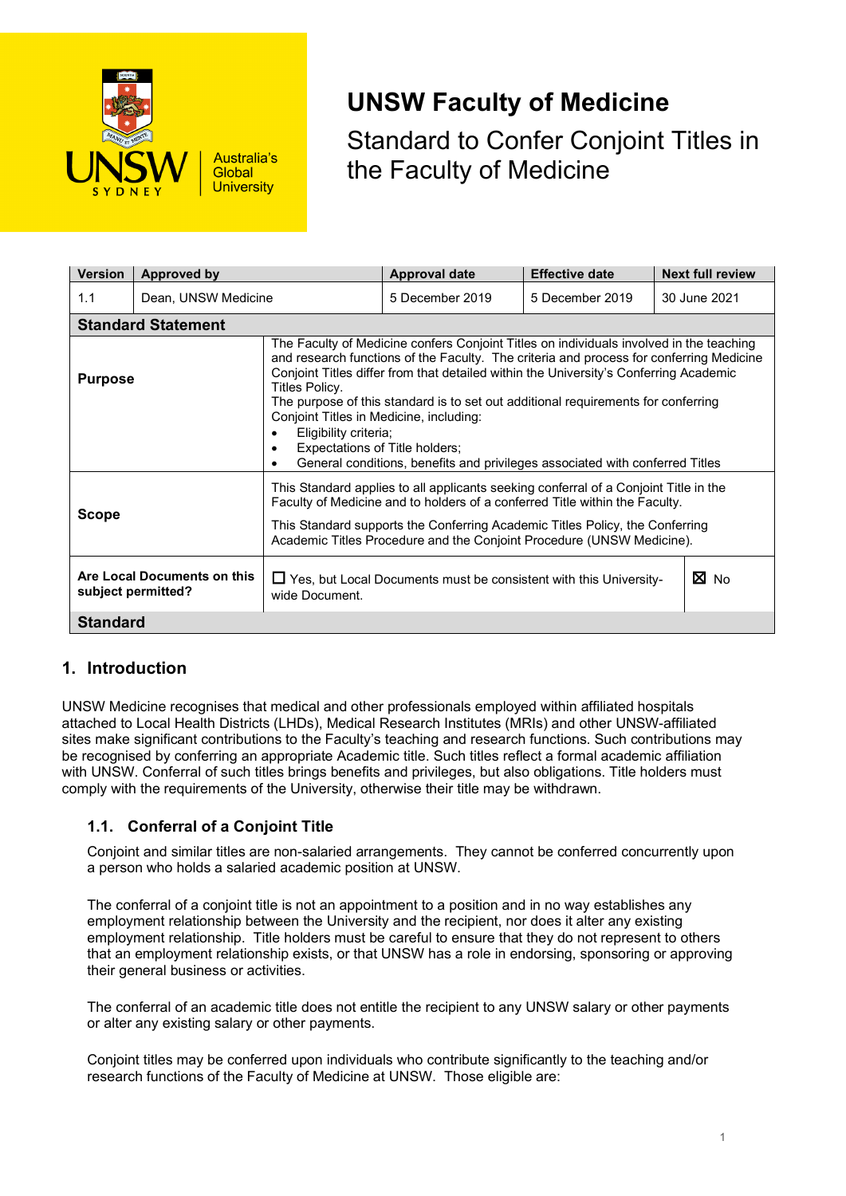UNSW Sydney | Australia's Global University

# UNSW Faculty of Medicine

## Standard to Confer Conjoint Titles in the Faculty of Medicine

| Version | Approved by | Approval date | Effective date | Next full review |
|---|---|---|---|---|
| 1.1 | Dean, UNSW Medicine | 5 December 2019 | 5 December 2019 | 30 June 2021 |

**Standard Statement**

| | |
|---|---|
| **Purpose** | The Faculty of Medicine confers Conjoint Titles on individuals involved in the teaching and research functions of the Faculty. The criteria and process for conferring Medicine Conjoint Titles differ from that detailed within the University's Conferring Academic Titles Policy.<br>The purpose of this standard is to set out additional requirements for conferring Conjoint Titles in Medicine, including:<br>• Eligibility criteria;<br>• Expectations of Title holders;<br>• General conditions, benefits and privileges associated with conferred Titles |
| **Scope** | This Standard applies to all applicants seeking conferral of a Conjoint Title in the Faculty of Medicine and to holders of a conferred Title within the Faculty.<br>This Standard supports the Conferring Academic Titles Policy, the Conferring Academic Titles Procedure and the Conjoint Procedure (UNSW Medicine). |
| **Are Local Documents on this subject permitted?** | ☐ Yes, but Local Documents must be consistent with this University-wide Document. ☒ No |

**Standard**

## 1. Introduction

UNSW Medicine recognises that medical and other professionals employed within affiliated hospitals attached to Local Health Districts (LHDs), Medical Research Institutes (MRIs) and other UNSW-affiliated sites make significant contributions to the Faculty's teaching and research functions. Such contributions may be recognised by conferring an appropriate Academic title. Such titles reflect a formal academic affiliation with UNSW. Conferral of such titles brings benefits and privileges, but also obligations. Title holders must comply with the requirements of the University, otherwise their title may be withdrawn.

### 1.1. Conferral of a Conjoint Title

Conjoint and similar titles are non-salaried arrangements. They cannot be conferred concurrently upon a person who holds a salaried academic position at UNSW.

The conferral of a conjoint title is not an appointment to a position and in no way establishes any employment relationship between the University and the recipient, nor does it alter any existing employment relationship. Title holders must be careful to ensure that they do not represent to others that an employment relationship exists, or that UNSW has a role in endorsing, sponsoring or approving their general business or activities.

The conferral of an academic title does not entitle the recipient to any UNSW salary or other payments or alter any existing salary or other payments.

Conjoint titles may be conferred upon individuals who contribute significantly to the teaching and/or research functions of the Faculty of Medicine at UNSW. Those eligible are: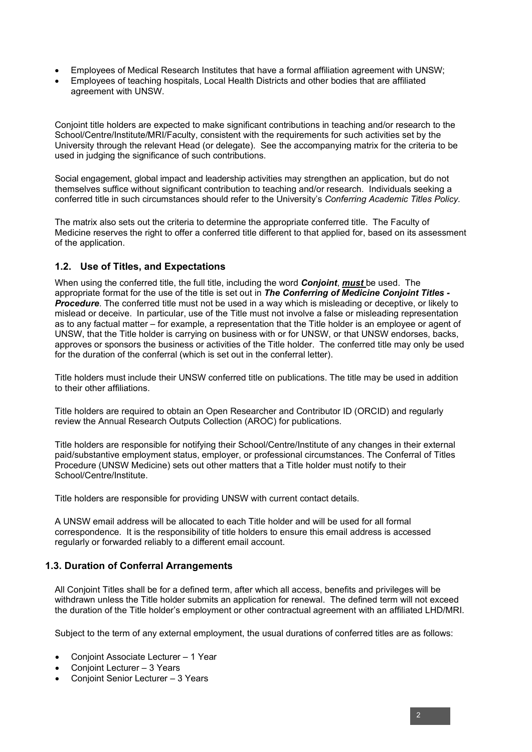- Employees of Medical Research Institutes that have a formal affiliation agreement with UNSW;
- Employees of teaching hospitals, Local Health Districts and other bodies that are affiliated agreement with UNSW.

Conjoint title holders are expected to make significant contributions in teaching and/or research to the School/Centre/Institute/MRI/Faculty, consistent with the requirements for such activities set by the University through the relevant Head (or delegate). See the accompanying matrix for the criteria to be used in judging the significance of such contributions.

Social engagement, global impact and leadership activities may strengthen an application, but do not themselves suffice without significant contribution to teaching and/or research. Individuals seeking a conferred title in such circumstances should refer to the University's *Conferring Academic Titles Policy.*

The matrix also sets out the criteria to determine the appropriate conferred title. The Faculty of Medicine reserves the right to offer a conferred title different to that applied for, based on its assessment of the application.

### 1.2. Use of Titles, and Expectations

When using the conferred title, the full title, including the word ***Conjoint***, ***must*** be used. The appropriate format for the use of the title is set out in ***The Conferring of Medicine Conjoint Titles - Procedure***. The conferred title must not be used in a way which is misleading or deceptive, or likely to mislead or deceive. In particular, use of the Title must not involve a false or misleading representation as to any factual matter – for example, a representation that the Title holder is an employee or agent of UNSW, that the Title holder is carrying on business with or for UNSW, or that UNSW endorses, backs, approves or sponsors the business or activities of the Title holder. The conferred title may only be used for the duration of the conferral (which is set out in the conferral letter).

Title holders must include their UNSW conferred title on publications. The title may be used in addition to their other affiliations.

Title holders are required to obtain an Open Researcher and Contributor ID (ORCID) and regularly review the Annual Research Outputs Collection (AROC) for publications.

Title holders are responsible for notifying their School/Centre/Institute of any changes in their external paid/substantive employment status, employer, or professional circumstances. The Conferral of Titles Procedure (UNSW Medicine) sets out other matters that a Title holder must notify to their School/Centre/Institute.

Title holders are responsible for providing UNSW with current contact details.

A UNSW email address will be allocated to each Title holder and will be used for all formal correspondence. It is the responsibility of title holders to ensure this email address is accessed regularly or forwarded reliably to a different email account.

### 1.3. Duration of Conferral Arrangements

All Conjoint Titles shall be for a defined term, after which all access, benefits and privileges will be withdrawn unless the Title holder submits an application for renewal. The defined term will not exceed the duration of the Title holder's employment or other contractual agreement with an affiliated LHD/MRI.

Subject to the term of any external employment, the usual durations of conferred titles are as follows:

- Conjoint Associate Lecturer – 1 Year
- Conjoint Lecturer – 3 Years
- Conjoint Senior Lecturer – 3 Years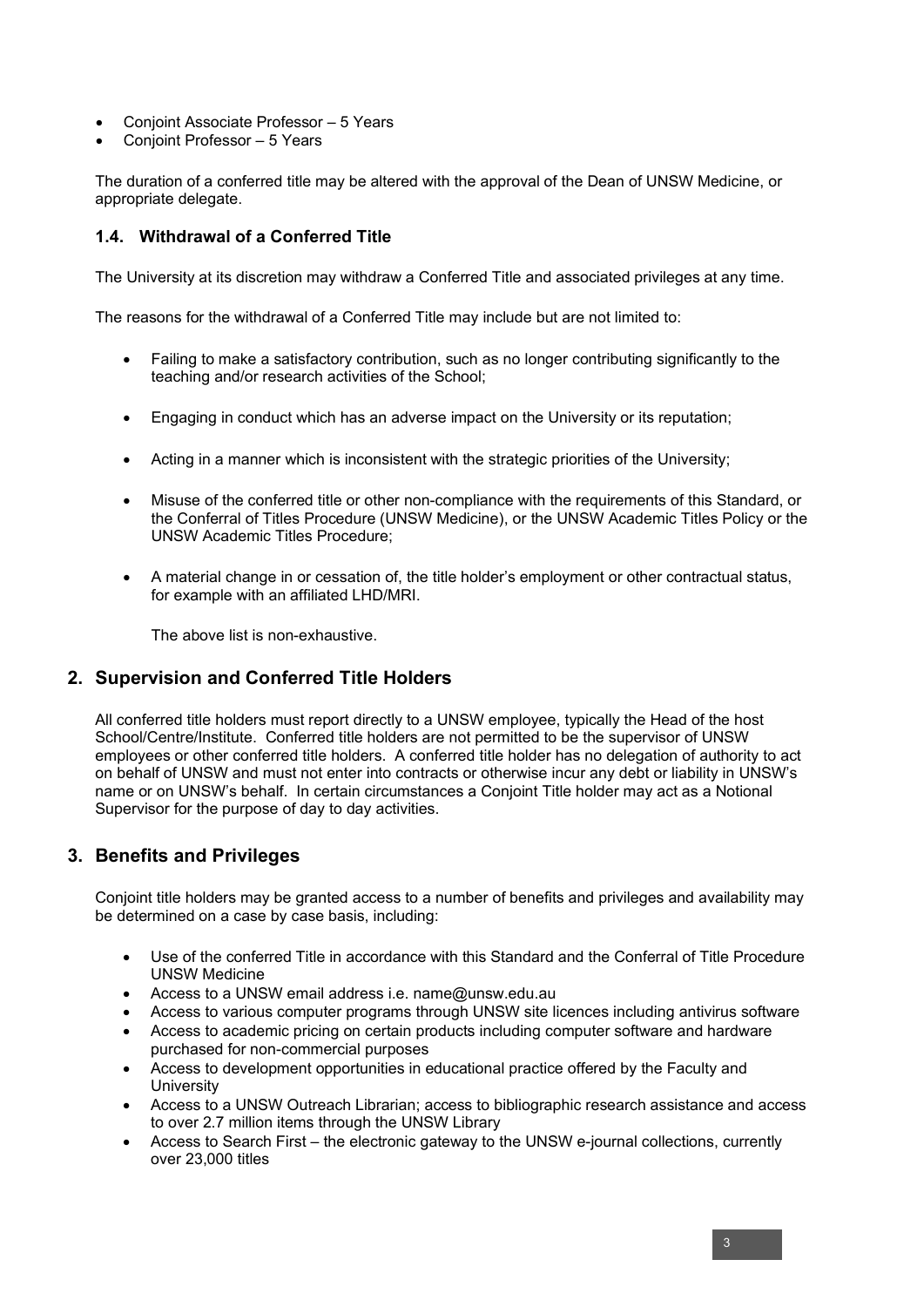- Conjoint Associate Professor – 5 Years
- Conjoint Professor – 5 Years

The duration of a conferred title may be altered with the approval of the Dean of UNSW Medicine, or appropriate delegate.

### 1.4. Withdrawal of a Conferred Title

The University at its discretion may withdraw a Conferred Title and associated privileges at any time.

The reasons for the withdrawal of a Conferred Title may include but are not limited to:

- Failing to make a satisfactory contribution, such as no longer contributing significantly to the teaching and/or research activities of the School;
- Engaging in conduct which has an adverse impact on the University or its reputation;
- Acting in a manner which is inconsistent with the strategic priorities of the University;
- Misuse of the conferred title or other non-compliance with the requirements of this Standard, or the Conferral of Titles Procedure (UNSW Medicine), or the UNSW Academic Titles Policy or the UNSW Academic Titles Procedure;
- A material change in or cessation of, the title holder's employment or other contractual status, for example with an affiliated LHD/MRI.

  The above list is non-exhaustive.

## 2. Supervision and Conferred Title Holders

All conferred title holders must report directly to a UNSW employee, typically the Head of the host School/Centre/Institute. Conferred title holders are not permitted to be the supervisor of UNSW employees or other conferred title holders. A conferred title holder has no delegation of authority to act on behalf of UNSW and must not enter into contracts or otherwise incur any debt or liability in UNSW's name or on UNSW's behalf. In certain circumstances a Conjoint Title holder may act as a Notional Supervisor for the purpose of day to day activities.

## 3. Benefits and Privileges

Conjoint title holders may be granted access to a number of benefits and privileges and availability may be determined on a case by case basis, including:

- Use of the conferred Title in accordance with this Standard and the Conferral of Title Procedure UNSW Medicine
- Access to a UNSW email address i.e. name@unsw.edu.au
- Access to various computer programs through UNSW site licences including antivirus software
- Access to academic pricing on certain products including computer software and hardware purchased for non-commercial purposes
- Access to development opportunities in educational practice offered by the Faculty and University
- Access to a UNSW Outreach Librarian; access to bibliographic research assistance and access to over 2.7 million items through the UNSW Library
- Access to Search First – the electronic gateway to the UNSW e-journal collections, currently over 23,000 titles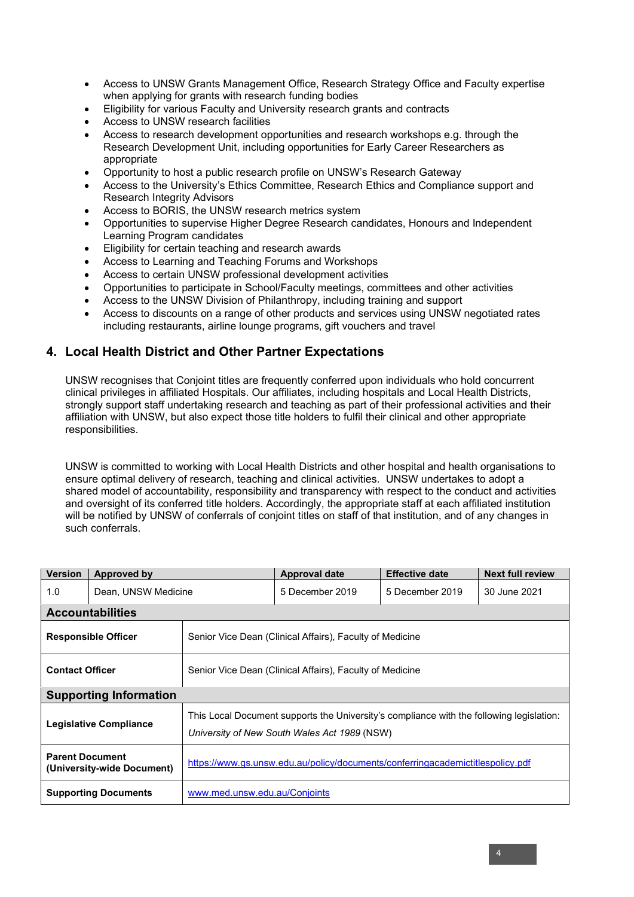- Access to UNSW Grants Management Office, Research Strategy Office and Faculty expertise when applying for grants with research funding bodies
- Eligibility for various Faculty and University research grants and contracts
- Access to UNSW research facilities
- Access to research development opportunities and research workshops e.g. through the Research Development Unit, including opportunities for Early Career Researchers as appropriate
- Opportunity to host a public research profile on UNSW's Research Gateway
- Access to the University's Ethics Committee, Research Ethics and Compliance support and Research Integrity Advisors
- Access to BORIS, the UNSW research metrics system
- Opportunities to supervise Higher Degree Research candidates, Honours and Independent Learning Program candidates
- Eligibility for certain teaching and research awards
- Access to Learning and Teaching Forums and Workshops
- Access to certain UNSW professional development activities
- Opportunities to participate in School/Faculty meetings, committees and other activities
- Access to the UNSW Division of Philanthropy, including training and support
- Access to discounts on a range of other products and services using UNSW negotiated rates including restaurants, airline lounge programs, gift vouchers and travel

## 4. Local Health District and Other Partner Expectations

UNSW recognises that Conjoint titles are frequently conferred upon individuals who hold concurrent clinical privileges in affiliated Hospitals. Our affiliates, including hospitals and Local Health Districts, strongly support staff undertaking research and teaching as part of their professional activities and their affiliation with UNSW, but also expect those title holders to fulfil their clinical and other appropriate responsibilities.

UNSW is committed to working with Local Health Districts and other hospital and health organisations to ensure optimal delivery of research, teaching and clinical activities. UNSW undertakes to adopt a shared model of accountability, responsibility and transparency with respect to the conduct and activities and oversight of its conferred title holders. Accordingly, the appropriate staff at each affiliated institution will be notified by UNSW of conferrals of conjoint titles on staff of that institution, and of any changes in such conferrals.

| Version | Approved by | Approval date | Effective date | Next full review |
|---|---|---|---|---|
| 1.0 | Dean, UNSW Medicine | 5 December 2019 | 5 December 2019 | 30 June 2021 |

| **Accountabilities** | |
|---|---|
| **Responsible Officer** | Senior Vice Dean (Clinical Affairs), Faculty of Medicine |
| **Contact Officer** | Senior Vice Dean (Clinical Affairs), Faculty of Medicine |
| **Supporting Information** | |
| **Legislative Compliance** | This Local Document supports the University's compliance with the following legislation: *University of New South Wales Act 1989* (NSW) |
| **Parent Document (University-wide Document)** | https://www.gs.unsw.edu.au/policy/documents/conferringacademictitlespolicy.pdf |
| **Supporting Documents** | www.med.unsw.edu.au/Conjoints |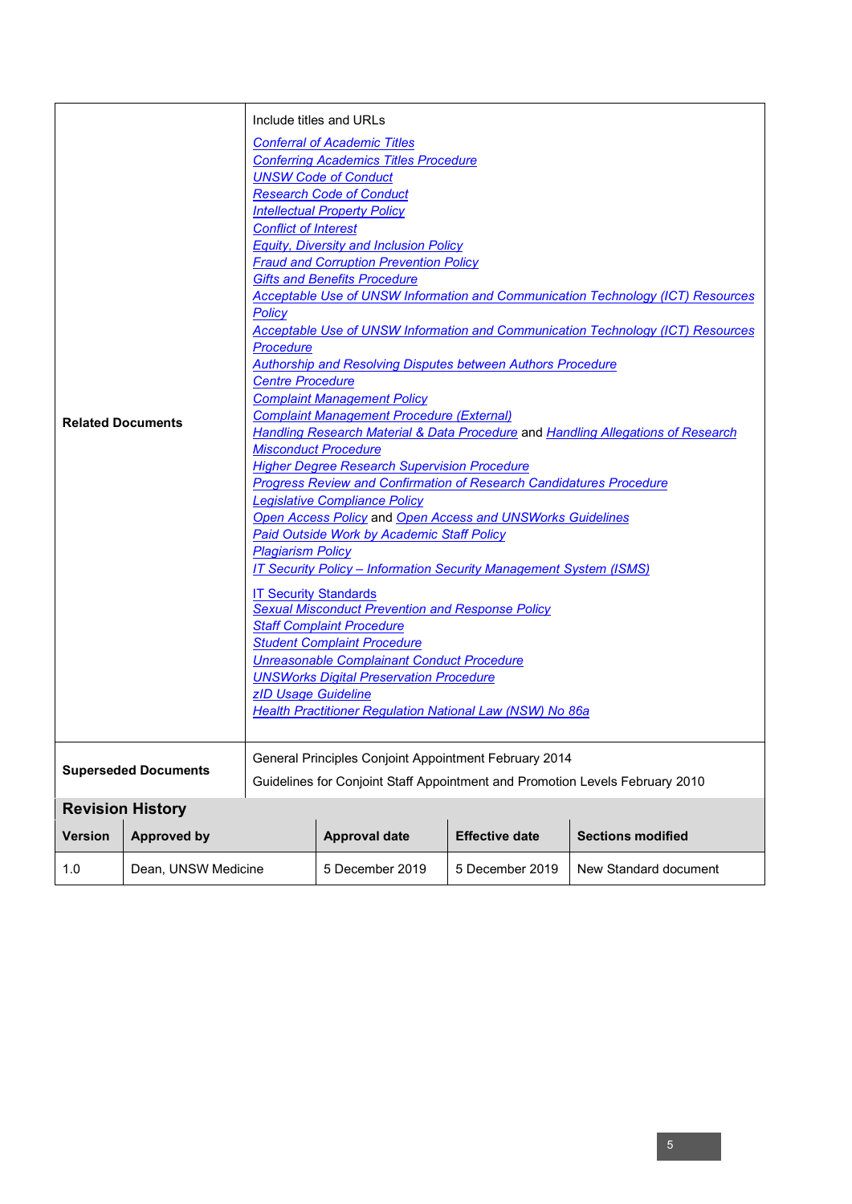| | |
|---|---|
| **Related Documents** | Include titles and URLs<br>*Conferral of Academic Titles*<br>*Conferring Academics Titles Procedure*<br>*UNSW Code of Conduct*<br>*Research Code of Conduct*<br>*Intellectual Property Policy*<br>*Conflict of Interest*<br>*Equity, Diversity and Inclusion Policy*<br>*Fraud and Corruption Prevention Policy*<br>*Gifts and Benefits Procedure*<br>*Acceptable Use of UNSW Information and Communication Technology (ICT) Resources Policy*<br>*Acceptable Use of UNSW Information and Communication Technology (ICT) Resources Procedure*<br>*Authorship and Resolving Disputes between Authors Procedure*<br>*Centre Procedure*<br>*Complaint Management Policy*<br>*Complaint Management Procedure (External)*<br>*Handling Research Material & Data Procedure* and *Handling Allegations of Research Misconduct Procedure*<br>*Higher Degree Research Supervision Procedure*<br>*Progress Review and Confirmation of Research Candidatures Procedure*<br>*Legislative Compliance Policy*<br>*Open Access Policy* and *Open Access and UNSWorks Guidelines*<br>*Paid Outside Work by Academic Staff Policy*<br>*Plagiarism Policy*<br>*IT Security Policy – Information Security Management System (ISMS)*<br>IT Security Standards<br>*Sexual Misconduct Prevention and Response Policy*<br>*Staff Complaint Procedure*<br>*Student Complaint Procedure*<br>*Unreasonable Complainant Conduct Procedure*<br>*UNSWorks Digital Preservation Procedure*<br>*zID Usage Guideline*<br>*Health Practitioner Regulation National Law (NSW) No 86a* |
| **Superseded Documents** | General Principles Conjoint Appointment February 2014<br>Guidelines for Conjoint Staff Appointment and Promotion Levels February 2010 |

## Revision History

| Version | Approved by | Approval date | Effective date | Sections modified |
|---|---|---|---|---|
| 1.0 | Dean, UNSW Medicine | 5 December 2019 | 5 December 2019 | New Standard document |